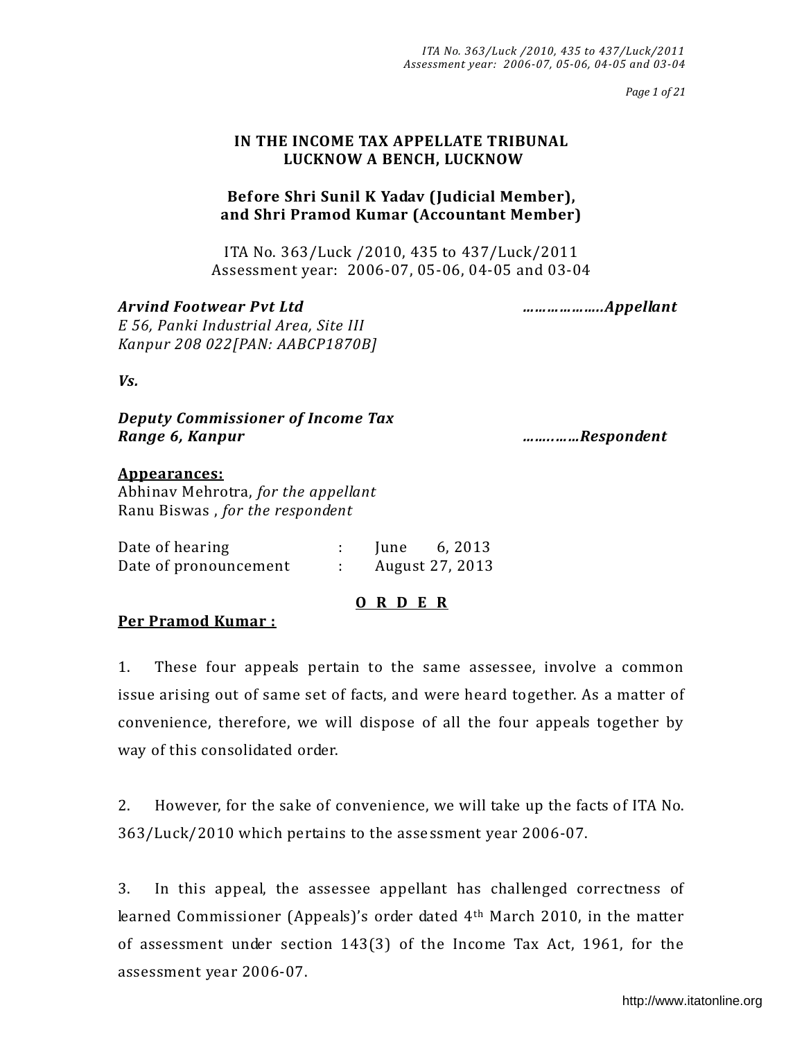**IN THE INCOME TAX APPELLATE TRIBUNAL**
**LUCKNOW A BENCH, LUCKNOW**

**Before Shri Sunil K Yadav (Judicial Member),**
**and Shri Pramod Kumar (Accountant Member)**

ITA No. 363/Luck /2010, 435 to 437/Luck/2011
Assessment year: 2006-07, 05-06, 04-05 and 03-04

***Arvind Footwear Pvt Ltd*** ……………….***Appellant***
*E 56, Panki Industrial Area, Site III*
*Kanpur 208 022[PAN: AABCP1870B]*

***Vs.***

***Deputy Commissioner of Income Tax***
***Range 6, Kanpur*** …….……***Respondent***

**Appearances:**
Abhinav Mehrotra, *for the appellant*
Ranu Biswas , *for the respondent*

Date of hearing : June 6, 2013
Date of pronouncement : August 27, 2013

**O R D E R**

**Per Pramod Kumar :**

1. These four appeals pertain to the same assessee, involve a common issue arising out of same set of facts, and were heard together. As a matter of convenience, therefore, we will dispose of all the four appeals together by way of this consolidated order.

2. However, for the sake of convenience, we will take up the facts of ITA No. 363/Luck/2010 which pertains to the assessment year 2006-07.

3. In this appeal, the assessee appellant has challenged correctness of learned Commissioner (Appeals)'s order dated 4th March 2010, in the matter of assessment under section 143(3) of the Income Tax Act, 1961, for the assessment year 2006-07.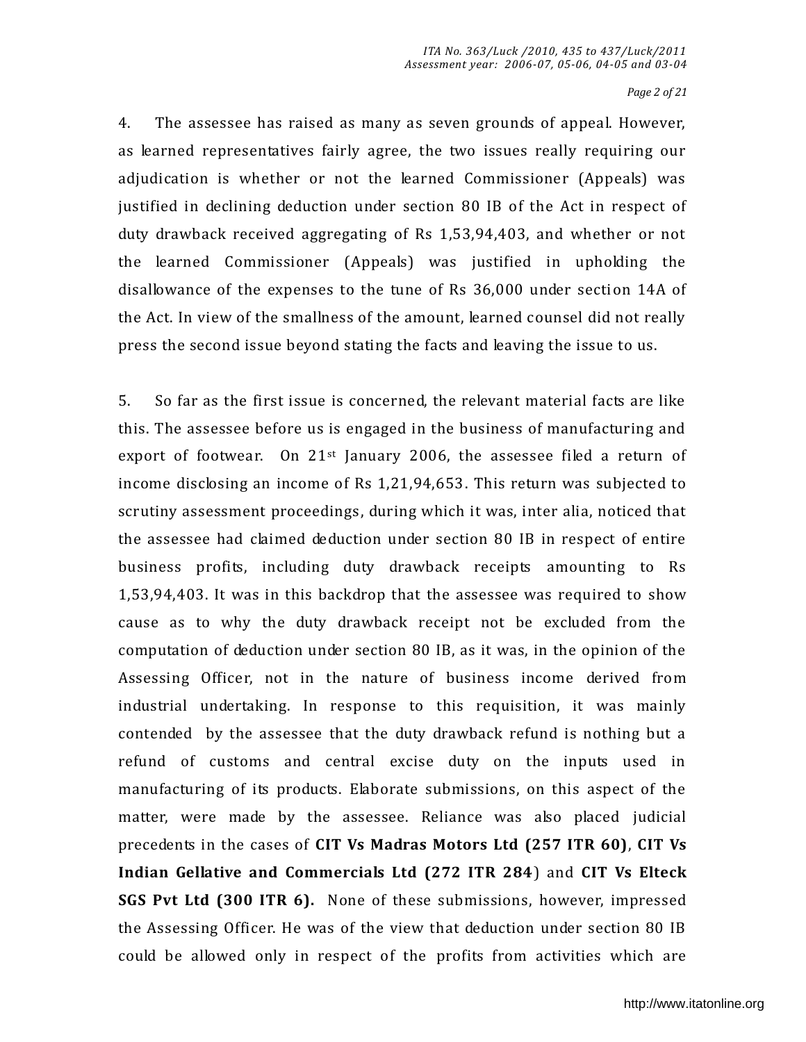4. The assessee has raised as many as seven grounds of appeal. However, as learned representatives fairly agree, the two issues really requiring our adjudication is whether or not the learned Commissioner (Appeals) was justified in declining deduction under section 80 IB of the Act in respect of duty drawback received aggregating of Rs 1,53,94,403, and whether or not the learned Commissioner (Appeals) was justified in upholding the disallowance of the expenses to the tune of Rs 36,000 under section 14A of the Act. In view of the smallness of the amount, learned counsel did not really press the second issue beyond stating the facts and leaving the issue to us.

5. So far as the first issue is concerned, the relevant material facts are like this. The assessee before us is engaged in the business of manufacturing and export of footwear. On 21st January 2006, the assessee filed a return of income disclosing an income of Rs 1,21,94,653. This return was subjected to scrutiny assessment proceedings, during which it was, inter alia, noticed that the assessee had claimed deduction under section 80 IB in respect of entire business profits, including duty drawback receipts amounting to Rs 1,53,94,403. It was in this backdrop that the assessee was required to show cause as to why the duty drawback receipt not be excluded from the computation of deduction under section 80 IB, as it was, in the opinion of the Assessing Officer, not in the nature of business income derived from industrial undertaking. In response to this requisition, it was mainly contended by the assessee that the duty drawback refund is nothing but a refund of customs and central excise duty on the inputs used in manufacturing of its products. Elaborate submissions, on this aspect of the matter, were made by the assessee. Reliance was also placed judicial precedents in the cases of **CIT Vs Madras Motors Ltd (257 ITR 60)**, **CIT Vs Indian Gellative and Commercials Ltd (272 ITR 284**) and **CIT Vs Elteck SGS Pvt Ltd (300 ITR 6).** None of these submissions, however, impressed the Assessing Officer. He was of the view that deduction under section 80 IB could be allowed only in respect of the profits from activities which are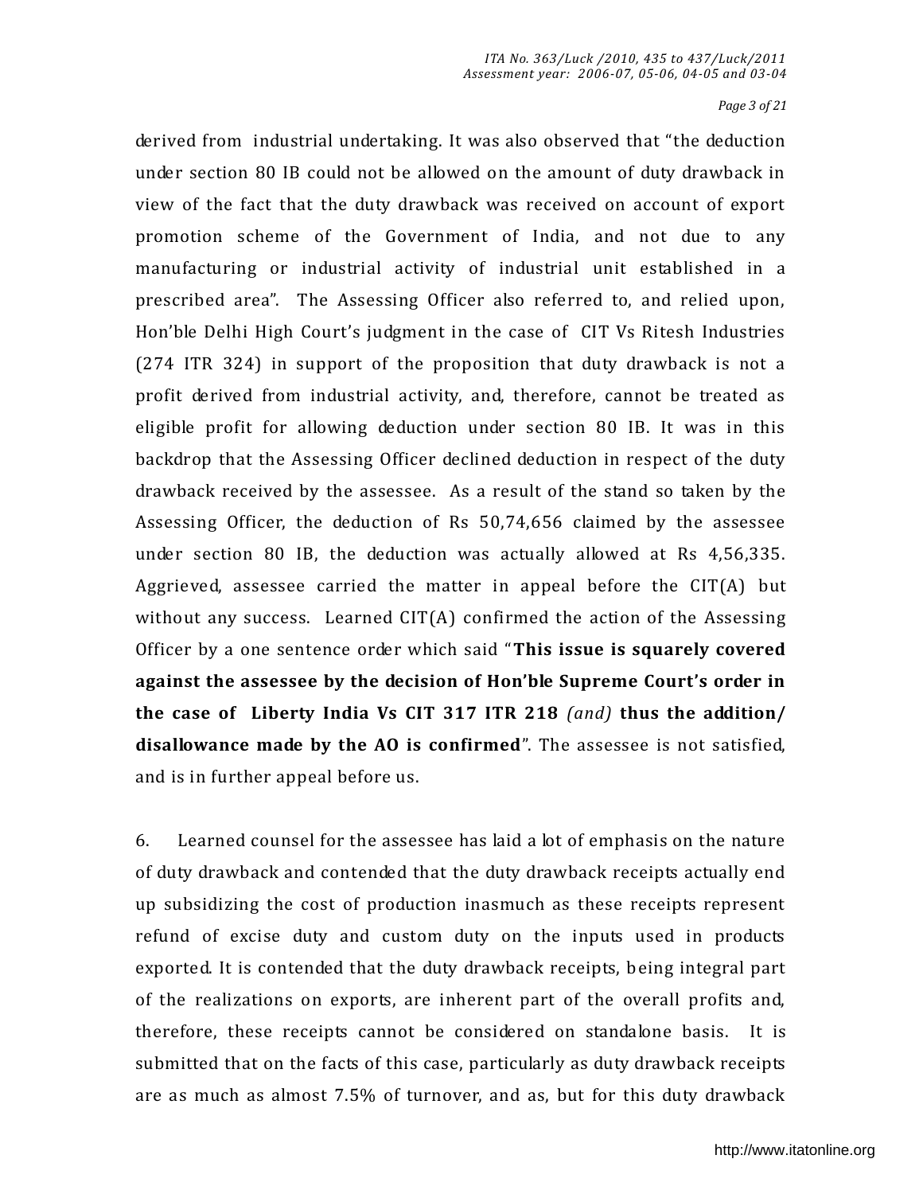derived from industrial undertaking. It was also observed that "the deduction under section 80 IB could not be allowed on the amount of duty drawback in view of the fact that the duty drawback was received on account of export promotion scheme of the Government of India, and not due to any manufacturing or industrial activity of industrial unit established in a prescribed area". The Assessing Officer also referred to, and relied upon, Hon'ble Delhi High Court's judgment in the case of CIT Vs Ritesh Industries (274 ITR 324) in support of the proposition that duty drawback is not a profit derived from industrial activity, and, therefore, cannot be treated as eligible profit for allowing deduction under section 80 IB. It was in this backdrop that the Assessing Officer declined deduction in respect of the duty drawback received by the assessee. As a result of the stand so taken by the Assessing Officer, the deduction of Rs 50,74,656 claimed by the assessee under section 80 IB, the deduction was actually allowed at Rs 4,56,335. Aggrieved, assessee carried the matter in appeal before the CIT(A) but without any success. Learned CIT(A) confirmed the action of the Assessing Officer by a one sentence order which said "**This issue is squarely covered against the assessee by the decision of Hon'ble Supreme Court's order in the case of Liberty India Vs CIT 317 ITR 218** *(and)* **thus the addition/ disallowance made by the AO is confirmed**". The assessee is not satisfied, and is in further appeal before us.

6. Learned counsel for the assessee has laid a lot of emphasis on the nature of duty drawback and contended that the duty drawback receipts actually end up subsidizing the cost of production inasmuch as these receipts represent refund of excise duty and custom duty on the inputs used in products exported. It is contended that the duty drawback receipts, being integral part of the realizations on exports, are inherent part of the overall profits and, therefore, these receipts cannot be considered on standalone basis. It is submitted that on the facts of this case, particularly as duty drawback receipts are as much as almost 7.5% of turnover, and as, but for this duty drawback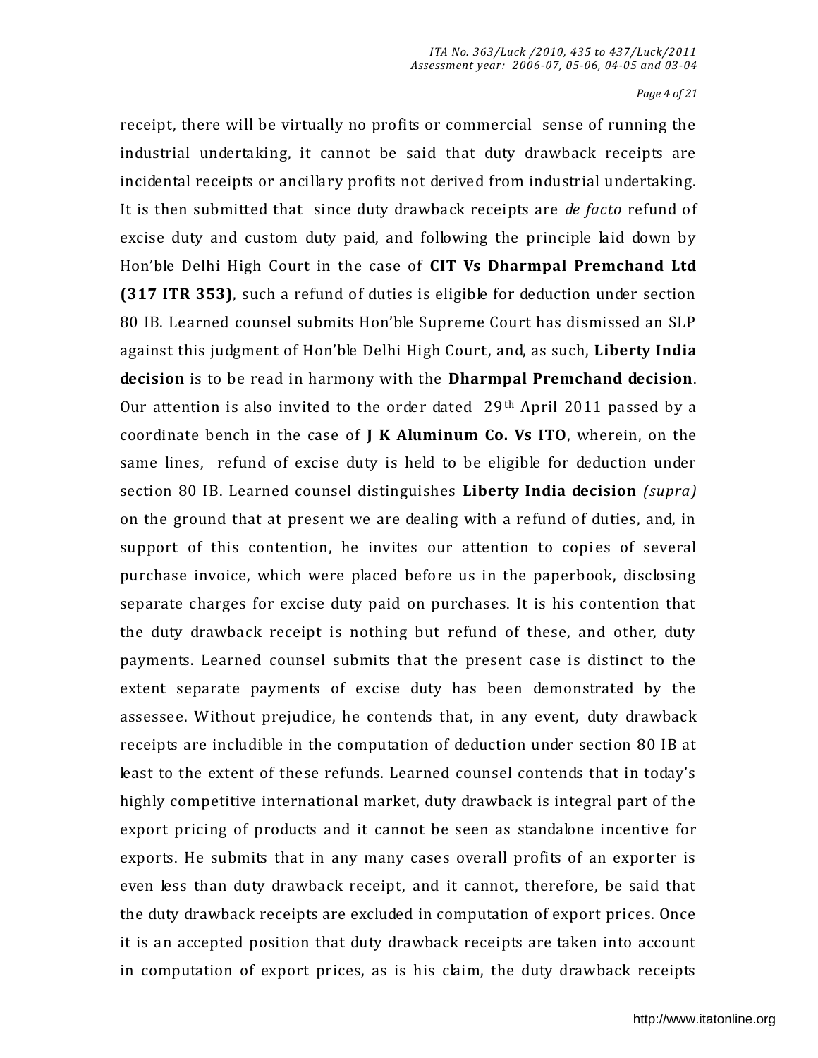receipt, there will be virtually no profits or commercial sense of running the industrial undertaking, it cannot be said that duty drawback receipts are incidental receipts or ancillary profits not derived from industrial undertaking. It is then submitted that since duty drawback receipts are *de facto* refund of excise duty and custom duty paid, and following the principle laid down by Hon'ble Delhi High Court in the case of **CIT Vs Dharmpal Premchand Ltd (317 ITR 353)**, such a refund of duties is eligible for deduction under section 80 IB. Learned counsel submits Hon'ble Supreme Court has dismissed an SLP against this judgment of Hon'ble Delhi High Court, and, as such, **Liberty India decision** is to be read in harmony with the **Dharmpal Premchand decision**. Our attention is also invited to the order dated 29th April 2011 passed by a coordinate bench in the case of **J K Aluminum Co. Vs ITO**, wherein, on the same lines, refund of excise duty is held to be eligible for deduction under section 80 IB. Learned counsel distinguishes **Liberty India decision** *(supra)* on the ground that at present we are dealing with a refund of duties, and, in support of this contention, he invites our attention to copies of several purchase invoice, which were placed before us in the paperbook, disclosing separate charges for excise duty paid on purchases. It is his contention that the duty drawback receipt is nothing but refund of these, and other, duty payments. Learned counsel submits that the present case is distinct to the extent separate payments of excise duty has been demonstrated by the assessee. Without prejudice, he contends that, in any event, duty drawback receipts are includible in the computation of deduction under section 80 IB at least to the extent of these refunds. Learned counsel contends that in today's highly competitive international market, duty drawback is integral part of the export pricing of products and it cannot be seen as standalone incentive for exports. He submits that in any many cases overall profits of an exporter is even less than duty drawback receipt, and it cannot, therefore, be said that the duty drawback receipts are excluded in computation of export prices. Once it is an accepted position that duty drawback receipts are taken into account in computation of export prices, as is his claim, the duty drawback receipts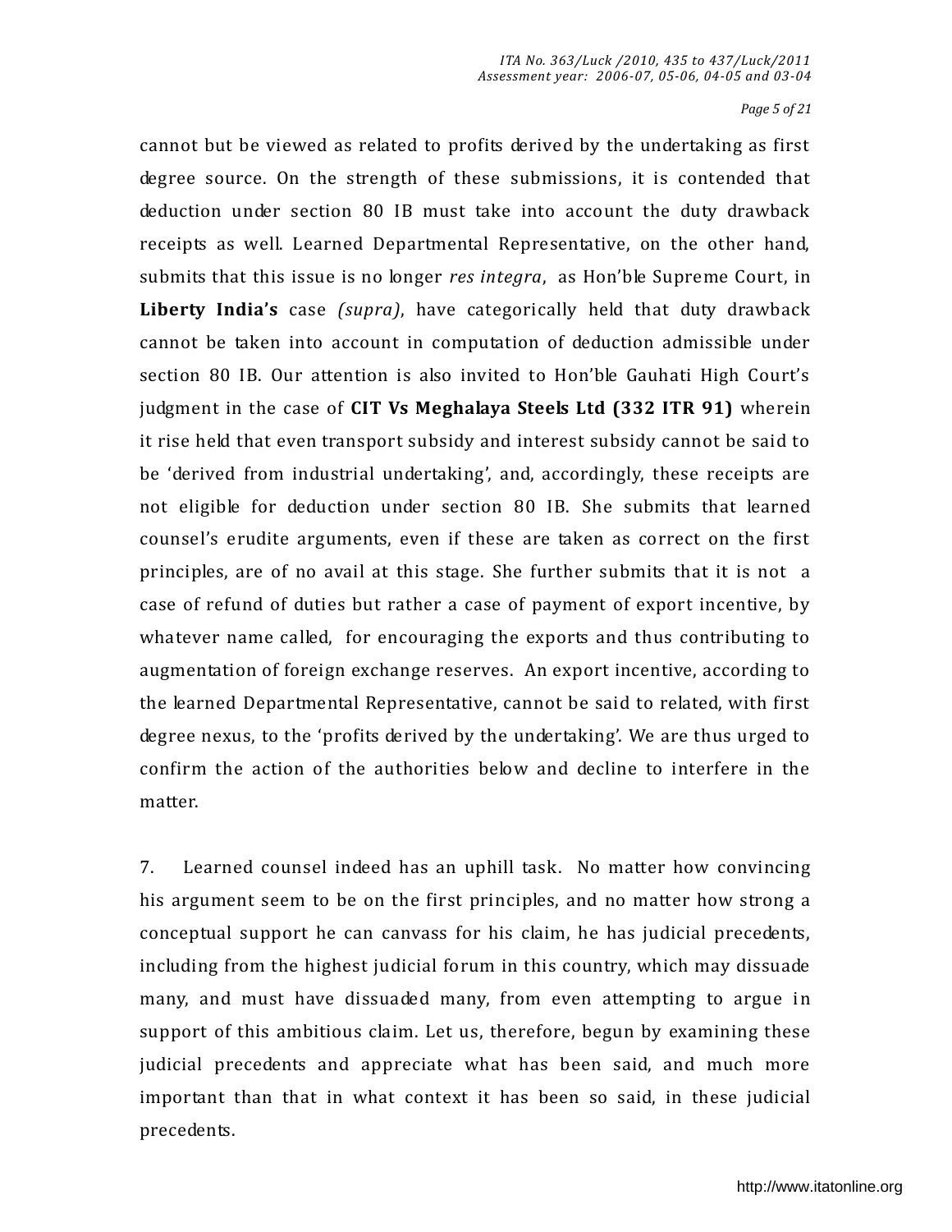cannot but be viewed as related to profits derived by the undertaking as first degree source. On the strength of these submissions, it is contended that deduction under section 80 IB must take into account the duty drawback receipts as well. Learned Departmental Representative, on the other hand, submits that this issue is no longer *res integra*, as Hon'ble Supreme Court, in **Liberty India's** case *(supra)*, have categorically held that duty drawback cannot be taken into account in computation of deduction admissible under section 80 IB. Our attention is also invited to Hon'ble Gauhati High Court's judgment in the case of **CIT Vs Meghalaya Steels Ltd (332 ITR 91)** wherein it rise held that even transport subsidy and interest subsidy cannot be said to be 'derived from industrial undertaking', and, accordingly, these receipts are not eligible for deduction under section 80 IB. She submits that learned counsel's erudite arguments, even if these are taken as correct on the first principles, are of no avail at this stage. She further submits that it is not a case of refund of duties but rather a case of payment of export incentive, by whatever name called, for encouraging the exports and thus contributing to augmentation of foreign exchange reserves. An export incentive, according to the learned Departmental Representative, cannot be said to related, with first degree nexus, to the 'profits derived by the undertaking'. We are thus urged to confirm the action of the authorities below and decline to interfere in the matter.

7. Learned counsel indeed has an uphill task. No matter how convincing his argument seem to be on the first principles, and no matter how strong a conceptual support he can canvass for his claim, he has judicial precedents, including from the highest judicial forum in this country, which may dissuade many, and must have dissuaded many, from even attempting to argue in support of this ambitious claim. Let us, therefore, begun by examining these judicial precedents and appreciate what has been said, and much more important than that in what context it has been so said, in these judicial precedents.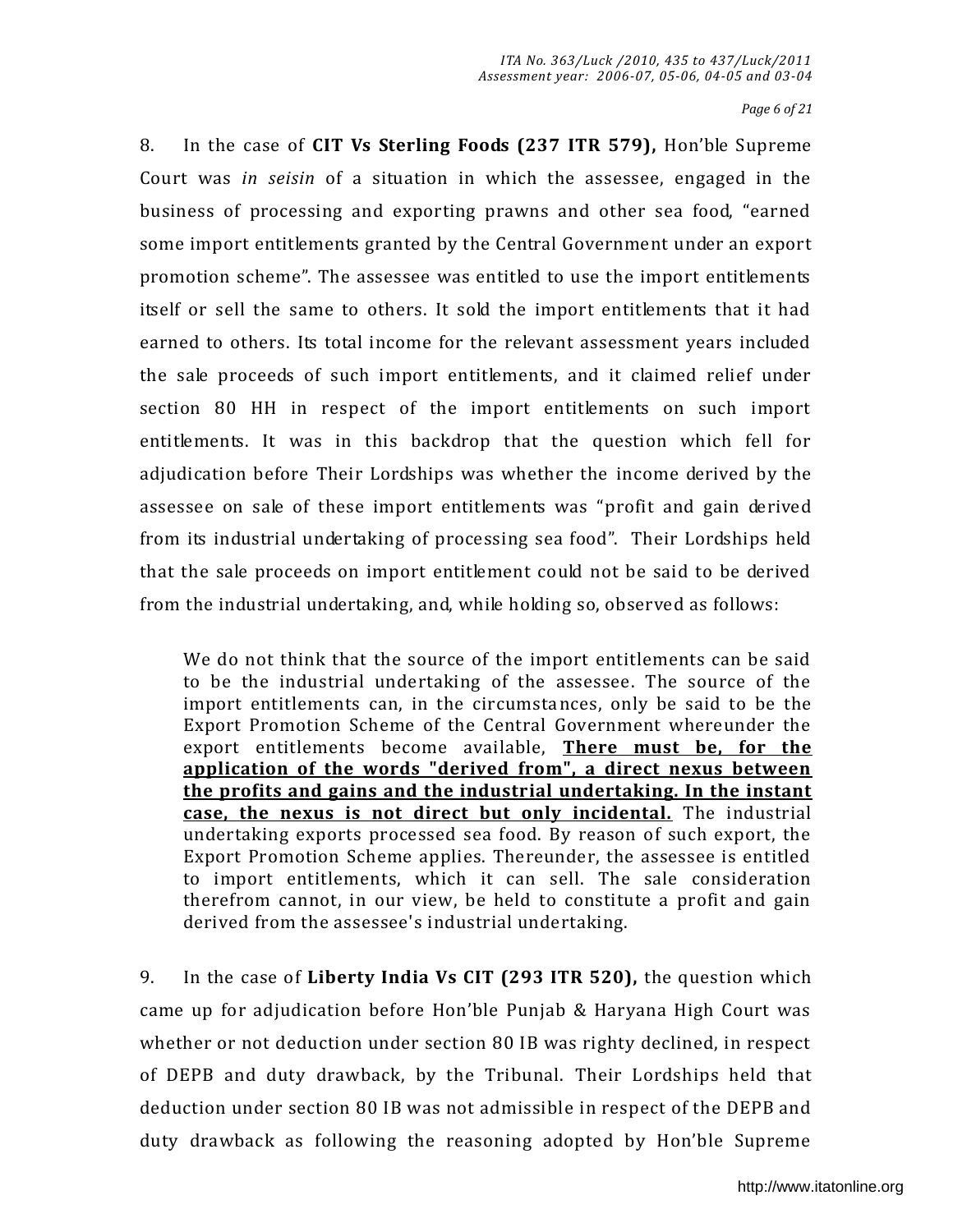8. In the case of **CIT Vs Sterling Foods (237 ITR 579),** Hon'ble Supreme Court was *in seisin* of a situation in which the assessee, engaged in the business of processing and exporting prawns and other sea food, "earned some import entitlements granted by the Central Government under an export promotion scheme". The assessee was entitled to use the import entitlements itself or sell the same to others. It sold the import entitlements that it had earned to others. Its total income for the relevant assessment years included the sale proceeds of such import entitlements, and it claimed relief under section 80 HH in respect of the import entitlements on such import entitlements. It was in this backdrop that the question which fell for adjudication before Their Lordships was whether the income derived by the assessee on sale of these import entitlements was "profit and gain derived from its industrial undertaking of processing sea food". Their Lordships held that the sale proceeds on import entitlement could not be said to be derived from the industrial undertaking, and, while holding so, observed as follows:

> We do not think that the source of the import entitlements can be said to be the industrial undertaking of the assessee. The source of the import entitlements can, in the circumstances, only be said to be the Export Promotion Scheme of the Central Government whereunder the export entitlements become available, **<u>There must be, for the application of the words "derived from", a direct nexus between the profits and gains and the industrial undertaking. In the instant case, the nexus is not direct but only incidental.</u>** The industrial undertaking exports processed sea food. By reason of such export, the Export Promotion Scheme applies. Thereunder, the assessee is entitled to import entitlements, which it can sell. The sale consideration therefrom cannot, in our view, be held to constitute a profit and gain derived from the assessee's industrial undertaking.

9. In the case of **Liberty India Vs CIT (293 ITR 520),** the question which came up for adjudication before Hon'ble Punjab & Haryana High Court was whether or not deduction under section 80 IB was righty declined, in respect of DEPB and duty drawback, by the Tribunal. Their Lordships held that deduction under section 80 IB was not admissible in respect of the DEPB and duty drawback as following the reasoning adopted by Hon'ble Supreme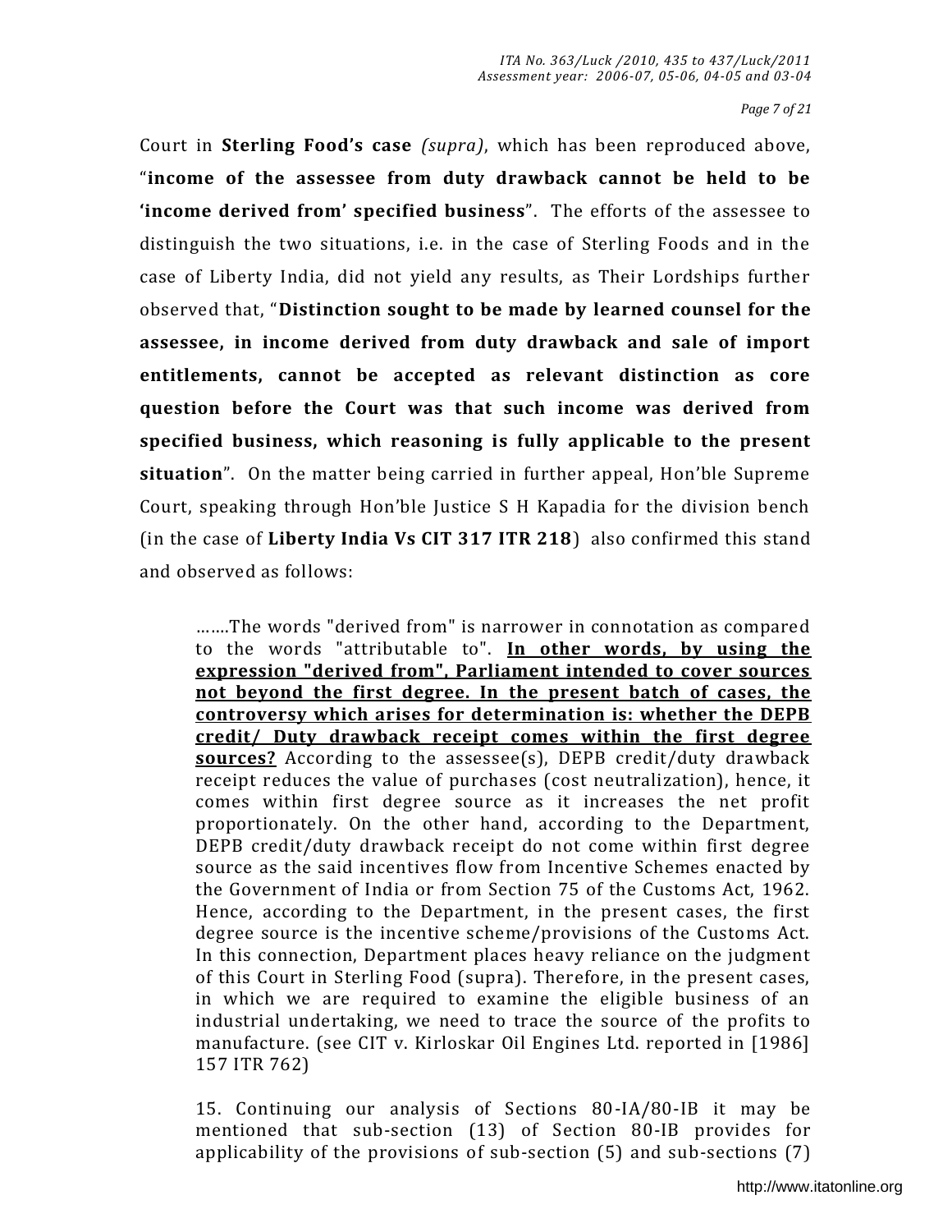Court in **Sterling Food's case** *(supra)*, which has been reproduced above, "**income of the assessee from duty drawback cannot be held to be 'income derived from' specified business**". The efforts of the assessee to distinguish the two situations, i.e. in the case of Sterling Foods and in the case of Liberty India, did not yield any results, as Their Lordships further observed that, "**Distinction sought to be made by learned counsel for the assessee, in income derived from duty drawback and sale of import entitlements, cannot be accepted as relevant distinction as core question before the Court was that such income was derived from specified business, which reasoning is fully applicable to the present situation**". On the matter being carried in further appeal, Hon'ble Supreme Court, speaking through Hon'ble Justice S H Kapadia for the division bench (in the case of **Liberty India Vs CIT 317 ITR 218**) also confirmed this stand and observed as follows:

> .......The words "derived from" is narrower in connotation as compared to the words "attributable to". **<u>In other words, by using the expression "derived from", Parliament intended to cover sources not beyond the first degree. In the present batch of cases, the controversy which arises for determination is: whether the DEPB credit/ Duty drawback receipt comes within the first degree sources?</u>** According to the assessee(s), DEPB credit/duty drawback receipt reduces the value of purchases (cost neutralization), hence, it comes within first degree source as it increases the net profit proportionately. On the other hand, according to the Department, DEPB credit/duty drawback receipt do not come within first degree source as the said incentives flow from Incentive Schemes enacted by the Government of India or from Section 75 of the Customs Act, 1962. Hence, according to the Department, in the present cases, the first degree source is the incentive scheme/provisions of the Customs Act. In this connection, Department places heavy reliance on the judgment of this Court in Sterling Food (supra). Therefore, in the present cases, in which we are required to examine the eligible business of an industrial undertaking, we need to trace the source of the profits to manufacture. (see CIT v. Kirloskar Oil Engines Ltd. reported in [1986] 157 ITR 762)
>
> 15. Continuing our analysis of Sections 80-IA/80-IB it may be mentioned that sub-section (13) of Section 80-IB provides for applicability of the provisions of sub-section (5) and sub-sections (7)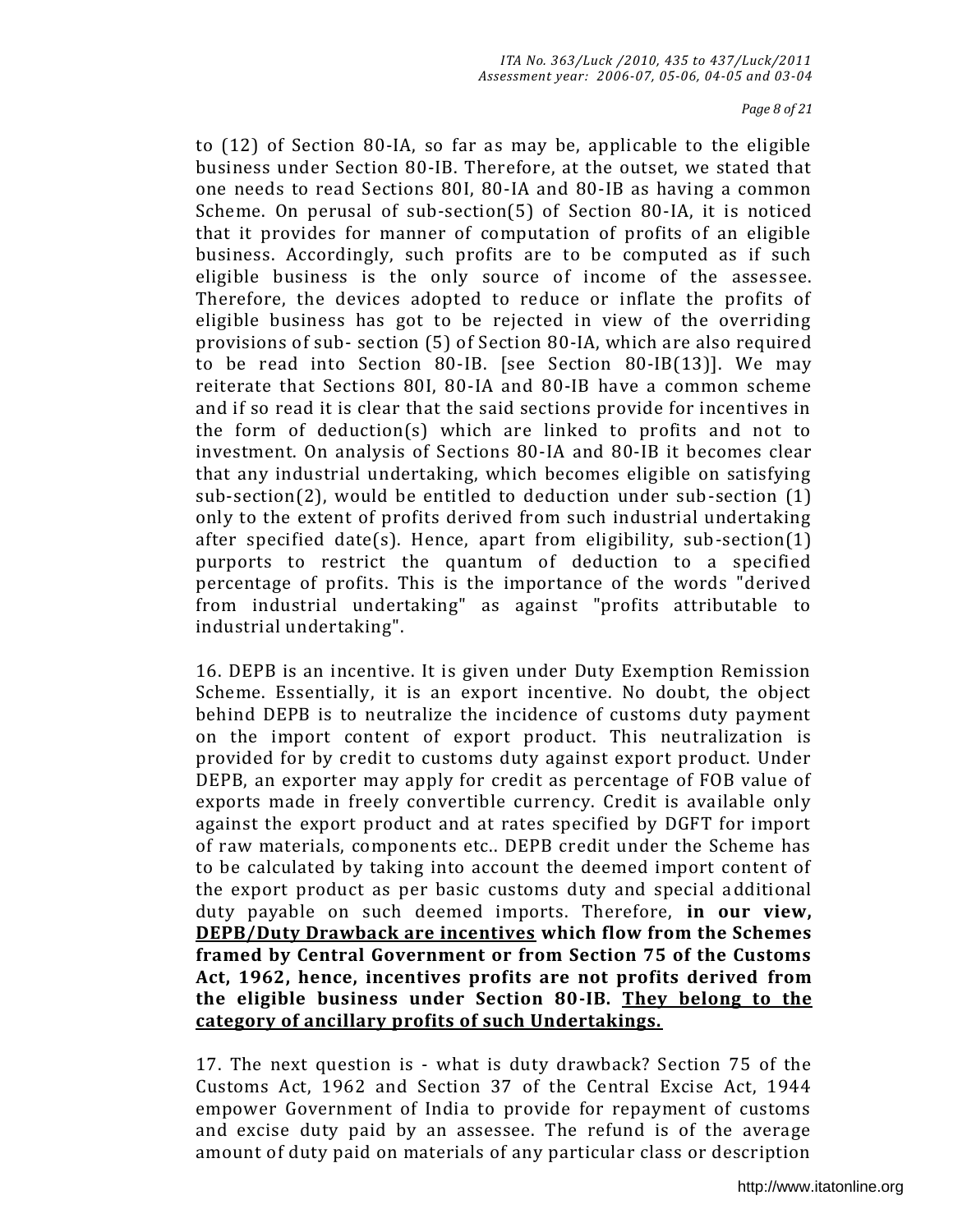to (12) of Section 80-IA, so far as may be, applicable to the eligible business under Section 80-IB. Therefore, at the outset, we stated that one needs to read Sections 80I, 80-IA and 80-IB as having a common Scheme. On perusal of sub-section(5) of Section 80-IA, it is noticed that it provides for manner of computation of profits of an eligible business. Accordingly, such profits are to be computed as if such eligible business is the only source of income of the assessee. Therefore, the devices adopted to reduce or inflate the profits of eligible business has got to be rejected in view of the overriding provisions of sub- section (5) of Section 80-IA, which are also required to be read into Section 80-IB. [see Section 80-IB(13)]. We may reiterate that Sections 80I, 80-IA and 80-IB have a common scheme and if so read it is clear that the said sections provide for incentives in the form of deduction(s) which are linked to profits and not to investment. On analysis of Sections 80-IA and 80-IB it becomes clear that any industrial undertaking, which becomes eligible on satisfying sub-section(2), would be entitled to deduction under sub-section (1) only to the extent of profits derived from such industrial undertaking after specified date(s). Hence, apart from eligibility, sub-section(1) purports to restrict the quantum of deduction to a specified percentage of profits. This is the importance of the words "derived from industrial undertaking" as against "profits attributable to industrial undertaking".

16. DEPB is an incentive. It is given under Duty Exemption Remission Scheme. Essentially, it is an export incentive. No doubt, the object behind DEPB is to neutralize the incidence of customs duty payment on the import content of export product. This neutralization is provided for by credit to customs duty against export product. Under DEPB, an exporter may apply for credit as percentage of FOB value of exports made in freely convertible currency. Credit is available only against the export product and at rates specified by DGFT for import of raw materials, components etc.. DEPB credit under the Scheme has to be calculated by taking into account the deemed import content of the export product as per basic customs duty and special additional duty payable on such deemed imports. Therefore, **in our view, <u>DEPB/Duty Drawback are incentives</u> which flow from the Schemes framed by Central Government or from Section 75 of the Customs Act, 1962, hence, incentives profits are not profits derived from the eligible business under Section 80-IB. <u>They belong to the category of ancillary profits of such Undertakings.</u>**

17. The next question is - what is duty drawback? Section 75 of the Customs Act, 1962 and Section 37 of the Central Excise Act, 1944 empower Government of India to provide for repayment of customs and excise duty paid by an assessee. The refund is of the average amount of duty paid on materials of any particular class or description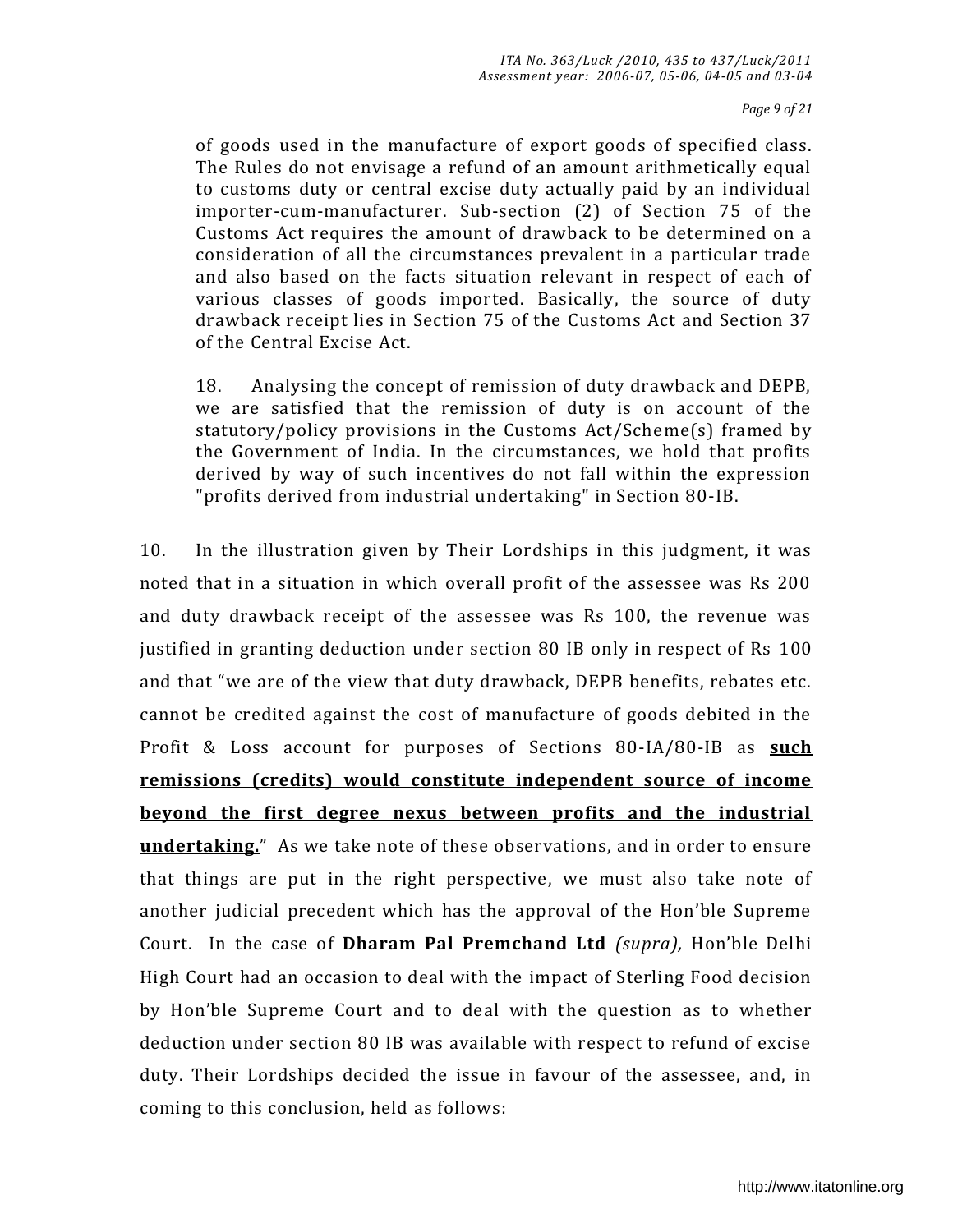> of goods used in the manufacture of export goods of specified class. The Rules do not envisage a refund of an amount arithmetically equal to customs duty or central excise duty actually paid by an individual importer-cum-manufacturer. Sub-section (2) of Section 75 of the Customs Act requires the amount of drawback to be determined on a consideration of all the circumstances prevalent in a particular trade and also based on the facts situation relevant in respect of each of various classes of goods imported. Basically, the source of duty drawback receipt lies in Section 75 of the Customs Act and Section 37 of the Central Excise Act.
>
> 18. Analysing the concept of remission of duty drawback and DEPB, we are satisfied that the remission of duty is on account of the statutory/policy provisions in the Customs Act/Scheme(s) framed by the Government of India. In the circumstances, we hold that profits derived by way of such incentives do not fall within the expression "profits derived from industrial undertaking" in Section 80-IB.

10. In the illustration given by Their Lordships in this judgment, it was noted that in a situation in which overall profit of the assessee was Rs 200 and duty drawback receipt of the assessee was Rs 100, the revenue was justified in granting deduction under section 80 IB only in respect of Rs 100 and that "we are of the view that duty drawback, DEPB benefits, rebates etc. cannot be credited against the cost of manufacture of goods debited in the Profit & Loss account for purposes of Sections 80-IA/80-IB as **such remissions (credits) would constitute independent source of income beyond the first degree nexus between profits and the industrial undertaking.**" As we take note of these observations, and in order to ensure that things are put in the right perspective, we must also take note of another judicial precedent which has the approval of the Hon'ble Supreme Court. In the case of **Dharam Pal Premchand Ltd** *(supra),* Hon'ble Delhi High Court had an occasion to deal with the impact of Sterling Food decision by Hon'ble Supreme Court and to deal with the question as to whether deduction under section 80 IB was available with respect to refund of excise duty. Their Lordships decided the issue in favour of the assessee, and, in coming to this conclusion, held as follows: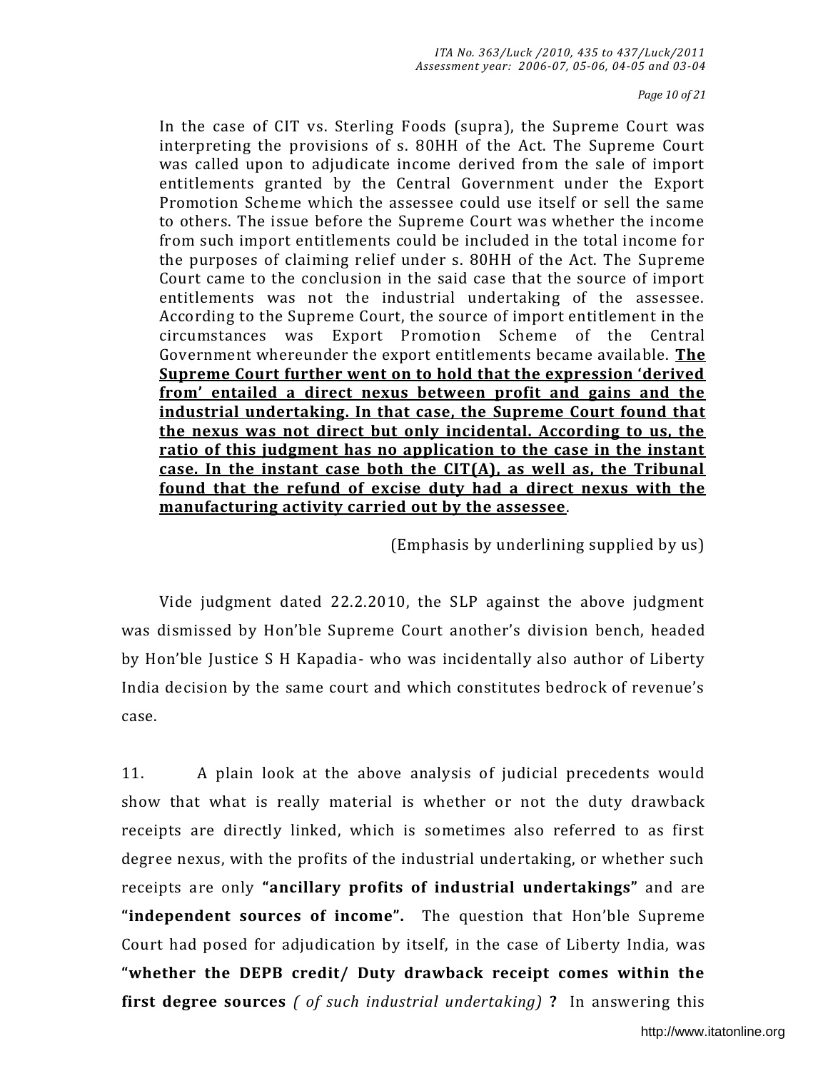> In the case of CIT vs. Sterling Foods (supra), the Supreme Court was interpreting the provisions of s. 80HH of the Act. The Supreme Court was called upon to adjudicate income derived from the sale of import entitlements granted by the Central Government under the Export Promotion Scheme which the assessee could use itself or sell the same to others. The issue before the Supreme Court was whether the income from such import entitlements could be included in the total income for the purposes of claiming relief under s. 80HH of the Act. The Supreme Court came to the conclusion in the said case that the source of import entitlements was not the industrial undertaking of the assessee. According to the Supreme Court, the source of import entitlement in the circumstances was Export Promotion Scheme of the Central Government whereunder the export entitlements became available. **<u>The Supreme Court further went on to hold that the expression 'derived from' entailed a direct nexus between profit and gains and the industrial undertaking. In that case, the Supreme Court found that the nexus was not direct but only incidental. According to us, the ratio of this judgment has no application to the case in the instant case. In the instant case both the CIT(A), as well as, the Tribunal found that the refund of excise duty had a direct nexus with the manufacturing activity carried out by the assessee</u>**.
>
> (Emphasis by underlining supplied by us)

Vide judgment dated 22.2.2010, the SLP against the above judgment was dismissed by Hon'ble Supreme Court another's division bench, headed by Hon'ble Justice S H Kapadia- who was incidentally also author of Liberty India decision by the same court and which constitutes bedrock of revenue's case.

11. A plain look at the above analysis of judicial precedents would show that what is really material is whether or not the duty drawback receipts are directly linked, which is sometimes also referred to as first degree nexus, with the profits of the industrial undertaking, or whether such receipts are only **"ancillary profits of industrial undertakings"** and are **"independent sources of income".** The question that Hon'ble Supreme Court had posed for adjudication by itself, in the case of Liberty India, was **"whether the DEPB credit/ Duty drawback receipt comes within the first degree sources** *( of such industrial undertaking)* **?** In answering this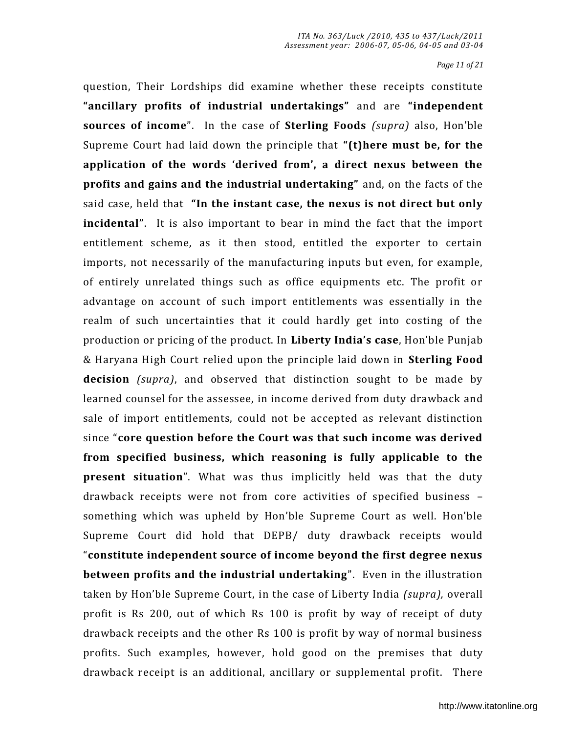question, Their Lordships did examine whether these receipts constitute **"ancillary profits of industrial undertakings"** and are **"independent sources of income"**. In the case of **Sterling Foods** *(supra)* also, Hon'ble Supreme Court had laid down the principle that **"(t)here must be, for the application of the words 'derived from', a direct nexus between the profits and gains and the industrial undertaking"** and, on the facts of the said case, held that **"In the instant case, the nexus is not direct but only incidental"**. It is also important to bear in mind the fact that the import entitlement scheme, as it then stood, entitled the exporter to certain imports, not necessarily of the manufacturing inputs but even, for example, of entirely unrelated things such as office equipments etc. The profit or advantage on account of such import entitlements was essentially in the realm of such uncertainties that it could hardly get into costing of the production or pricing of the product. In **Liberty India's case**, Hon'ble Punjab & Haryana High Court relied upon the principle laid down in **Sterling Food decision** *(supra)*, and observed that distinction sought to be made by learned counsel for the assessee, in income derived from duty drawback and sale of import entitlements, could not be accepted as relevant distinction since "**core question before the Court was that such income was derived from specified business, which reasoning is fully applicable to the present situation**". What was thus implicitly held was that the duty drawback receipts were not from core activities of specified business – something which was upheld by Hon'ble Supreme Court as well. Hon'ble Supreme Court did hold that DEPB/ duty drawback receipts would "**constitute independent source of income beyond the first degree nexus between profits and the industrial undertaking**". Even in the illustration taken by Hon'ble Supreme Court, in the case of Liberty India *(supra),* overall profit is Rs 200, out of which Rs 100 is profit by way of receipt of duty drawback receipts and the other Rs 100 is profit by way of normal business profits. Such examples, however, hold good on the premises that duty drawback receipt is an additional, ancillary or supplemental profit. There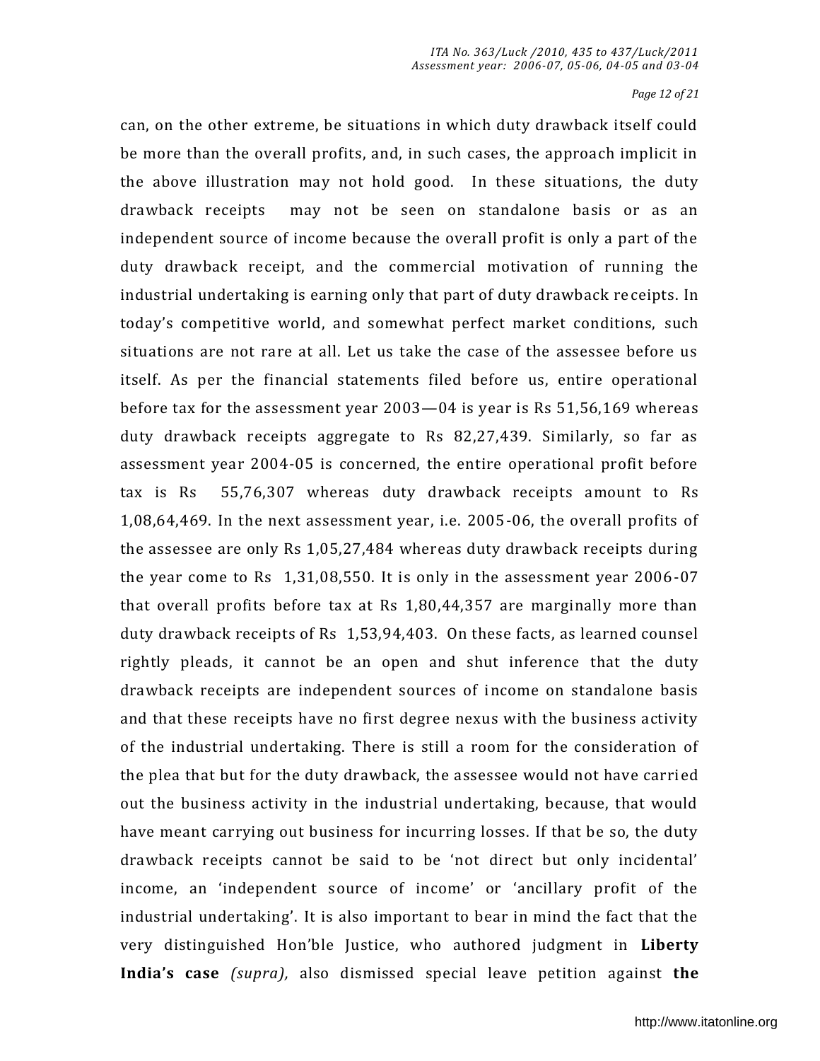can, on the other extreme, be situations in which duty drawback itself could be more than the overall profits, and, in such cases, the approach implicit in the above illustration may not hold good. In these situations, the duty drawback receipts may not be seen on standalone basis or as an independent source of income because the overall profit is only a part of the duty drawback receipt, and the commercial motivation of running the industrial undertaking is earning only that part of duty drawback receipts. In today's competitive world, and somewhat perfect market conditions, such situations are not rare at all. Let us take the case of the assessee before us itself. As per the financial statements filed before us, entire operational before tax for the assessment year 2003—04 is year is Rs 51,56,169 whereas duty drawback receipts aggregate to Rs 82,27,439. Similarly, so far as assessment year 2004-05 is concerned, the entire operational profit before tax is Rs 55,76,307 whereas duty drawback receipts amount to Rs 1,08,64,469. In the next assessment year, i.e. 2005-06, the overall profits of the assessee are only Rs 1,05,27,484 whereas duty drawback receipts during the year come to Rs 1,31,08,550. It is only in the assessment year 2006-07 that overall profits before tax at Rs 1,80,44,357 are marginally more than duty drawback receipts of Rs 1,53,94,403. On these facts, as learned counsel rightly pleads, it cannot be an open and shut inference that the duty drawback receipts are independent sources of income on standalone basis and that these receipts have no first degree nexus with the business activity of the industrial undertaking. There is still a room for the consideration of the plea that but for the duty drawback, the assessee would not have carried out the business activity in the industrial undertaking, because, that would have meant carrying out business for incurring losses. If that be so, the duty drawback receipts cannot be said to be 'not direct but only incidental' income, an 'independent source of income' or 'ancillary profit of the industrial undertaking'. It is also important to bear in mind the fact that the very distinguished Hon'ble Justice, who authored judgment in **Liberty India's case** *(supra),* also dismissed special leave petition against **the**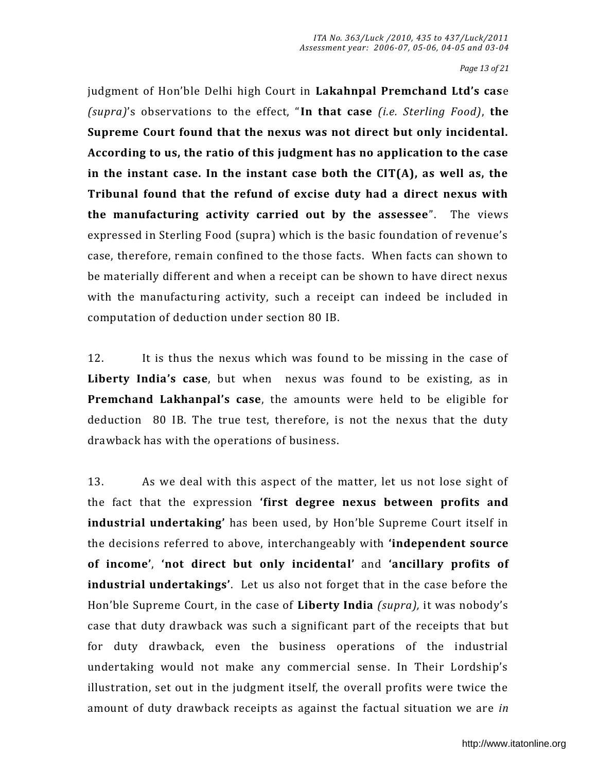judgment of Hon'ble Delhi high Court in **Lakahnpal Premchand Ltd's cas**e *(supra)*'s observations to the effect, "**In that case** *(i.e. Sterling Food)*, **the Supreme Court found that the nexus was not direct but only incidental. According to us, the ratio of this judgment has no application to the case in the instant case. In the instant case both the CIT(A), as well as, the Tribunal found that the refund of excise duty had a direct nexus with the manufacturing activity carried out by the assessee**". The views expressed in Sterling Food (supra) which is the basic foundation of revenue's case, therefore, remain confined to the those facts. When facts can shown to be materially different and when a receipt can be shown to have direct nexus with the manufacturing activity, such a receipt can indeed be included in computation of deduction under section 80 IB.

12. It is thus the nexus which was found to be missing in the case of **Liberty India's case**, but when nexus was found to be existing, as in **Premchand Lakhanpal's case**, the amounts were held to be eligible for deduction 80 IB. The true test, therefore, is not the nexus that the duty drawback has with the operations of business.

13. As we deal with this aspect of the matter, let us not lose sight of the fact that the expression **'first degree nexus between profits and industrial undertaking'** has been used, by Hon'ble Supreme Court itself in the decisions referred to above, interchangeably with **'independent source of income'**, **'not direct but only incidental'** and **'ancillary profits of industrial undertakings'**. Let us also not forget that in the case before the Hon'ble Supreme Court, in the case of **Liberty India** *(supra),* it was nobody's case that duty drawback was such a significant part of the receipts that but for duty drawback, even the business operations of the industrial undertaking would not make any commercial sense. In Their Lordship's illustration, set out in the judgment itself, the overall profits were twice the amount of duty drawback receipts as against the factual situation we are *in*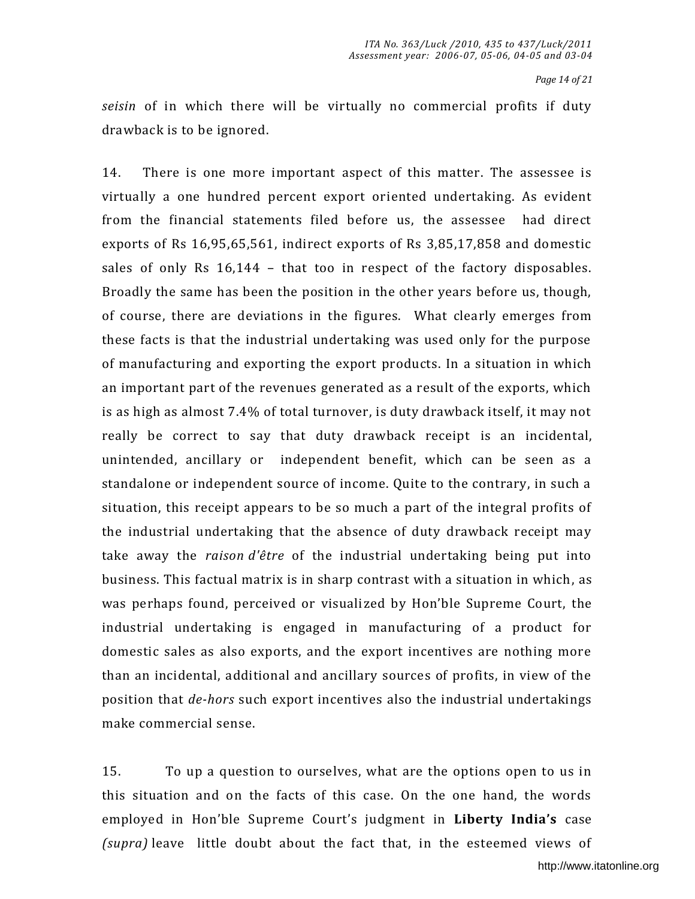*seisin* of in which there will be virtually no commercial profits if duty drawback is to be ignored.

14. There is one more important aspect of this matter. The assessee is virtually a one hundred percent export oriented undertaking. As evident from the financial statements filed before us, the assessee had direct exports of Rs 16,95,65,561, indirect exports of Rs 3,85,17,858 and domestic sales of only Rs 16,144 – that too in respect of the factory disposables. Broadly the same has been the position in the other years before us, though, of course, there are deviations in the figures. What clearly emerges from these facts is that the industrial undertaking was used only for the purpose of manufacturing and exporting the export products. In a situation in which an important part of the revenues generated as a result of the exports, which is as high as almost 7.4% of total turnover, is duty drawback itself, it may not really be correct to say that duty drawback receipt is an incidental, unintended, ancillary or independent benefit, which can be seen as a standalone or independent source of income. Quite to the contrary, in such a situation, this receipt appears to be so much a part of the integral profits of the industrial undertaking that the absence of duty drawback receipt may take away the *raison d'être* of the industrial undertaking being put into business. This factual matrix is in sharp contrast with a situation in which, as was perhaps found, perceived or visualized by Hon'ble Supreme Court, the industrial undertaking is engaged in manufacturing of a product for domestic sales as also exports, and the export incentives are nothing more than an incidental, additional and ancillary sources of profits, in view of the position that *de-hors* such export incentives also the industrial undertakings make commercial sense.

15. To up a question to ourselves, what are the options open to us in this situation and on the facts of this case. On the one hand, the words employed in Hon'ble Supreme Court's judgment in **Liberty India's** case *(supra)* leave little doubt about the fact that, in the esteemed views of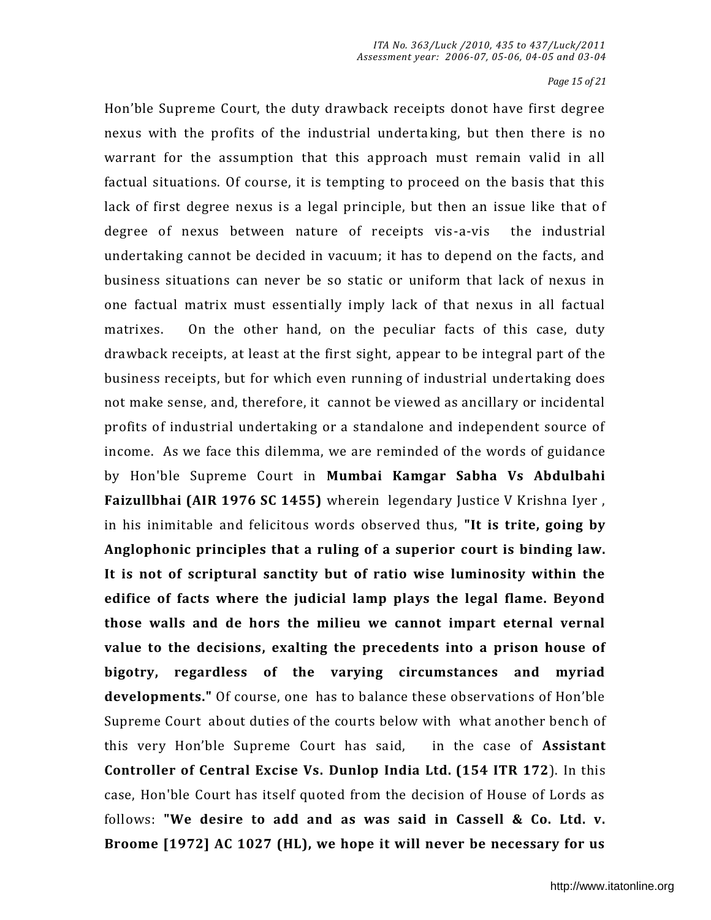Hon'ble Supreme Court, the duty drawback receipts donot have first degree nexus with the profits of the industrial undertaking, but then there is no warrant for the assumption that this approach must remain valid in all factual situations. Of course, it is tempting to proceed on the basis that this lack of first degree nexus is a legal principle, but then an issue like that of degree of nexus between nature of receipts vis-a-vis the industrial undertaking cannot be decided in vacuum; it has to depend on the facts, and business situations can never be so static or uniform that lack of nexus in one factual matrix must essentially imply lack of that nexus in all factual matrixes. On the other hand, on the peculiar facts of this case, duty drawback receipts, at least at the first sight, appear to be integral part of the business receipts, but for which even running of industrial undertaking does not make sense, and, therefore, it cannot be viewed as ancillary or incidental profits of industrial undertaking or a standalone and independent source of income. As we face this dilemma, we are reminded of the words of guidance by Hon'ble Supreme Court in **Mumbai Kamgar Sabha Vs Abdulbahi Faizullbhai (AIR 1976 SC 1455)** wherein legendary Justice V Krishna Iyer , in his inimitable and felicitous words observed thus, **"It is trite, going by Anglophonic principles that a ruling of a superior court is binding law. It is not of scriptural sanctity but of ratio wise luminosity within the edifice of facts where the judicial lamp plays the legal flame. Beyond those walls and de hors the milieu we cannot impart eternal vernal value to the decisions, exalting the precedents into a prison house of bigotry, regardless of the varying circumstances and myriad developments."** Of course, one has to balance these observations of Hon'ble Supreme Court about duties of the courts below with what another bench of this very Hon'ble Supreme Court has said, in the case of **Assistant Controller of Central Excise Vs. Dunlop India Ltd. (154 ITR 172**). In this case, Hon'ble Court has itself quoted from the decision of House of Lords as follows: **"We desire to add and as was said in Cassell & Co. Ltd. v. Broome [1972] AC 1027 (HL), we hope it will never be necessary for us**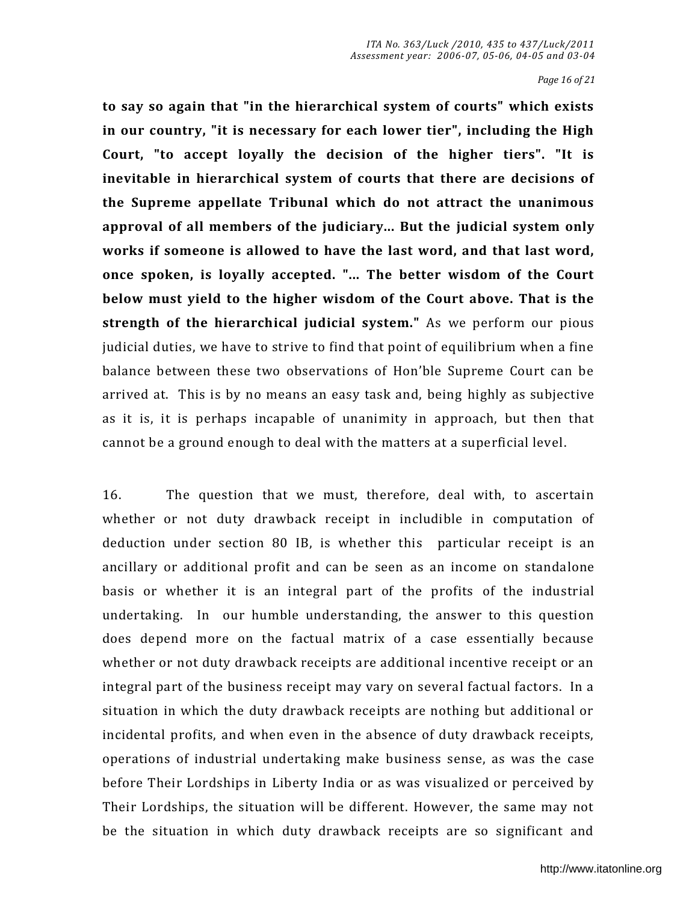**to say so again that "in the hierarchical system of courts" which exists in our country, "it is necessary for each lower tier", including the High Court, "to accept loyally the decision of the higher tiers". "It is inevitable in hierarchical system of courts that there are decisions of the Supreme appellate Tribunal which do not attract the unanimous approval of all members of the judiciary... But the judicial system only works if someone is allowed to have the last word, and that last word, once spoken, is loyally accepted. "... The better wisdom of the Court below must yield to the higher wisdom of the Court above. That is the strength of the hierarchical judicial system."** As we perform our pious judicial duties, we have to strive to find that point of equilibrium when a fine balance between these two observations of Hon'ble Supreme Court can be arrived at. This is by no means an easy task and, being highly as subjective as it is, it is perhaps incapable of unanimity in approach, but then that cannot be a ground enough to deal with the matters at a superficial level.

16. The question that we must, therefore, deal with, to ascertain whether or not duty drawback receipt in includible in computation of deduction under section 80 IB, is whether this particular receipt is an ancillary or additional profit and can be seen as an income on standalone basis or whether it is an integral part of the profits of the industrial undertaking. In our humble understanding, the answer to this question does depend more on the factual matrix of a case essentially because whether or not duty drawback receipts are additional incentive receipt or an integral part of the business receipt may vary on several factual factors. In a situation in which the duty drawback receipts are nothing but additional or incidental profits, and when even in the absence of duty drawback receipts, operations of industrial undertaking make business sense, as was the case before Their Lordships in Liberty India or as was visualized or perceived by Their Lordships, the situation will be different. However, the same may not be the situation in which duty drawback receipts are so significant and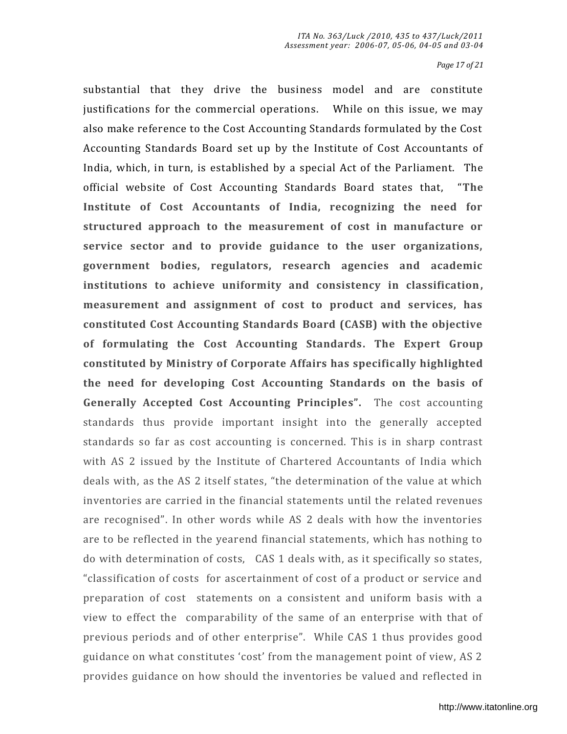substantial that they drive the business model and are constitute justifications for the commercial operations. While on this issue, we may also make reference to the Cost Accounting Standards formulated by the Cost Accounting Standards Board set up by the Institute of Cost Accountants of India, which, in turn, is established by a special Act of the Parliament. The official website of Cost Accounting Standards Board states that, **"The Institute of Cost Accountants of India, recognizing the need for structured approach to the measurement of cost in manufacture or service sector and to provide guidance to the user organizations, government bodies, regulators, research agencies and academic institutions to achieve uniformity and consistency in classification, measurement and assignment of cost to product and services, has constituted Cost Accounting Standards Board (CASB) with the objective of formulating the Cost Accounting Standards. The Expert Group constituted by Ministry of Corporate Affairs has specifically highlighted the need for developing Cost Accounting Standards on the basis of Generally Accepted Cost Accounting Principles".** The cost accounting standards thus provide important insight into the generally accepted standards so far as cost accounting is concerned. This is in sharp contrast with AS 2 issued by the Institute of Chartered Accountants of India which deals with, as the AS 2 itself states, "the determination of the value at which inventories are carried in the financial statements until the related revenues are recognised". In other words while AS 2 deals with how the inventories are to be reflected in the yearend financial statements, which has nothing to do with determination of costs, CAS 1 deals with, as it specifically so states, "classification of costs for ascertainment of cost of a product or service and preparation of cost statements on a consistent and uniform basis with a view to effect the comparability of the same of an enterprise with that of previous periods and of other enterprise". While CAS 1 thus provides good guidance on what constitutes 'cost' from the management point of view, AS 2 provides guidance on how should the inventories be valued and reflected in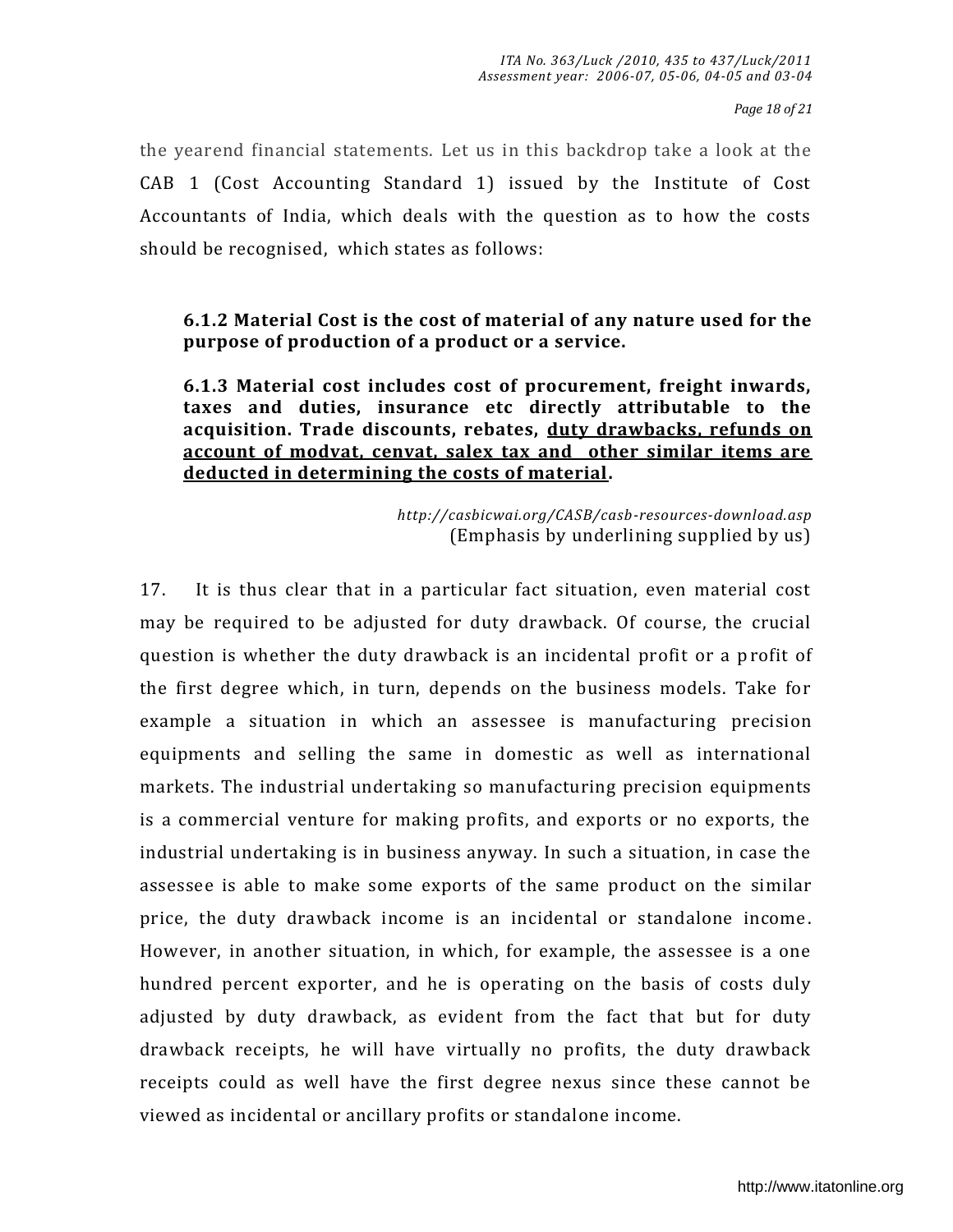the yearend financial statements. Let us in this backdrop take a look at the CAB 1 (Cost Accounting Standard 1) issued by the Institute of Cost Accountants of India, which deals with the question as to how the costs should be recognised, which states as follows:

> **6.1.2 Material Cost is the cost of material of any nature used for the purpose of production of a product or a service.**
>
> **6.1.3 Material cost includes cost of procurement, freight inwards, taxes and duties, insurance etc directly attributable to the acquisition. Trade discounts, rebates, <u>duty drawbacks, refunds on account of modvat, cenvat, salex tax and other similar items are deducted in determining the costs of material</u>.**
>
> *http://casbicwai.org/CASB/casb-resources-download.asp*
> (Emphasis by underlining supplied by us)

17. It is thus clear that in a particular fact situation, even material cost may be required to be adjusted for duty drawback. Of course, the crucial question is whether the duty drawback is an incidental profit or a profit of the first degree which, in turn, depends on the business models. Take for example a situation in which an assessee is manufacturing precision equipments and selling the same in domestic as well as international markets. The industrial undertaking so manufacturing precision equipments is a commercial venture for making profits, and exports or no exports, the industrial undertaking is in business anyway. In such a situation, in case the assessee is able to make some exports of the same product on the similar price, the duty drawback income is an incidental or standalone income. However, in another situation, in which, for example, the assessee is a one hundred percent exporter, and he is operating on the basis of costs duly adjusted by duty drawback, as evident from the fact that but for duty drawback receipts, he will have virtually no profits, the duty drawback receipts could as well have the first degree nexus since these cannot be viewed as incidental or ancillary profits or standalone income.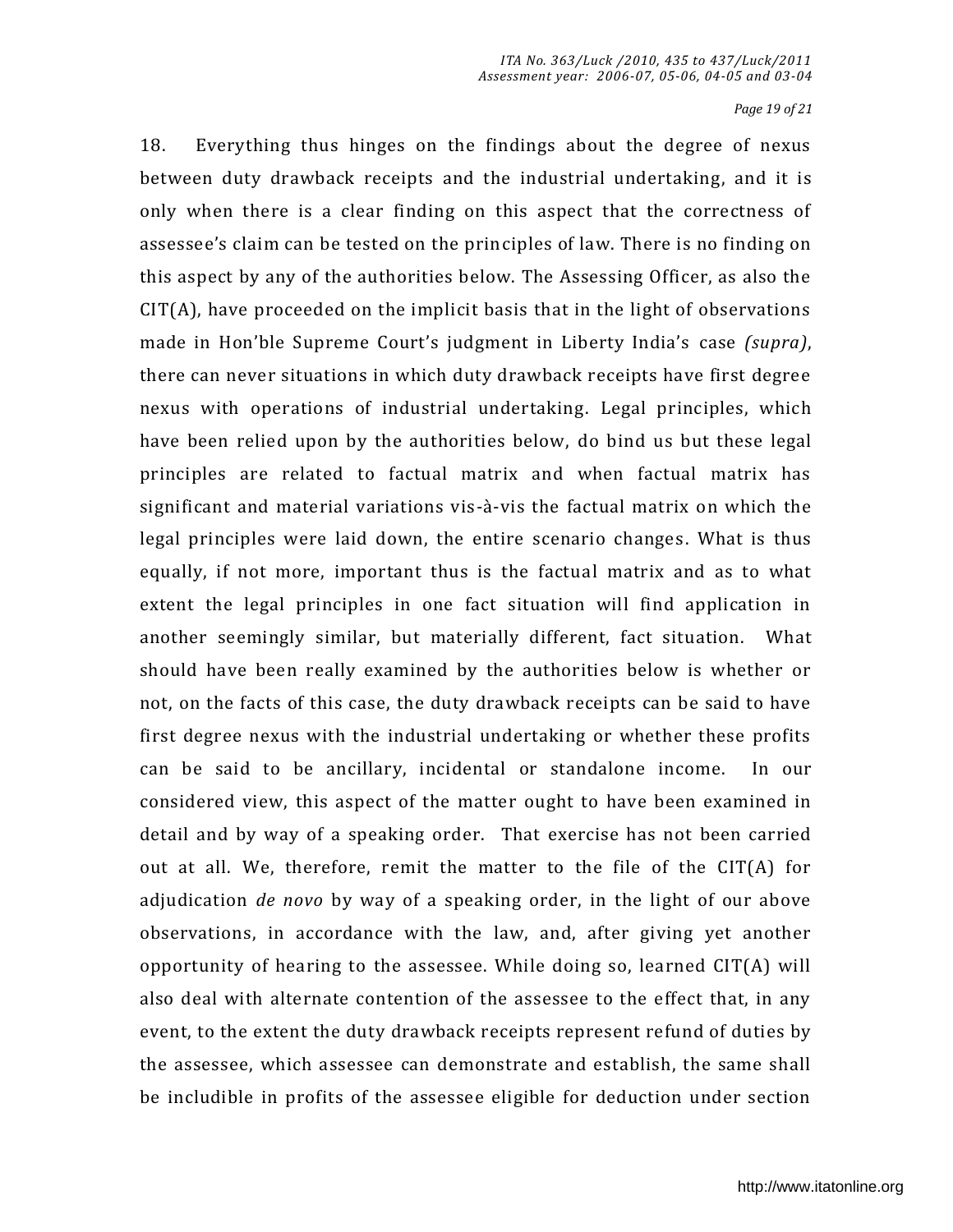18. Everything thus hinges on the findings about the degree of nexus between duty drawback receipts and the industrial undertaking, and it is only when there is a clear finding on this aspect that the correctness of assessee's claim can be tested on the principles of law. There is no finding on this aspect by any of the authorities below. The Assessing Officer, as also the CIT(A), have proceeded on the implicit basis that in the light of observations made in Hon'ble Supreme Court's judgment in Liberty India's case *(supra)*, there can never situations in which duty drawback receipts have first degree nexus with operations of industrial undertaking. Legal principles, which have been relied upon by the authorities below, do bind us but these legal principles are related to factual matrix and when factual matrix has significant and material variations vis-à-vis the factual matrix on which the legal principles were laid down, the entire scenario changes. What is thus equally, if not more, important thus is the factual matrix and as to what extent the legal principles in one fact situation will find application in another seemingly similar, but materially different, fact situation. What should have been really examined by the authorities below is whether or not, on the facts of this case, the duty drawback receipts can be said to have first degree nexus with the industrial undertaking or whether these profits can be said to be ancillary, incidental or standalone income. In our considered view, this aspect of the matter ought to have been examined in detail and by way of a speaking order. That exercise has not been carried out at all. We, therefore, remit the matter to the file of the CIT(A) for adjudication *de novo* by way of a speaking order, in the light of our above observations, in accordance with the law, and, after giving yet another opportunity of hearing to the assessee. While doing so, learned CIT(A) will also deal with alternate contention of the assessee to the effect that, in any event, to the extent the duty drawback receipts represent refund of duties by the assessee, which assessee can demonstrate and establish, the same shall be includible in profits of the assessee eligible for deduction under section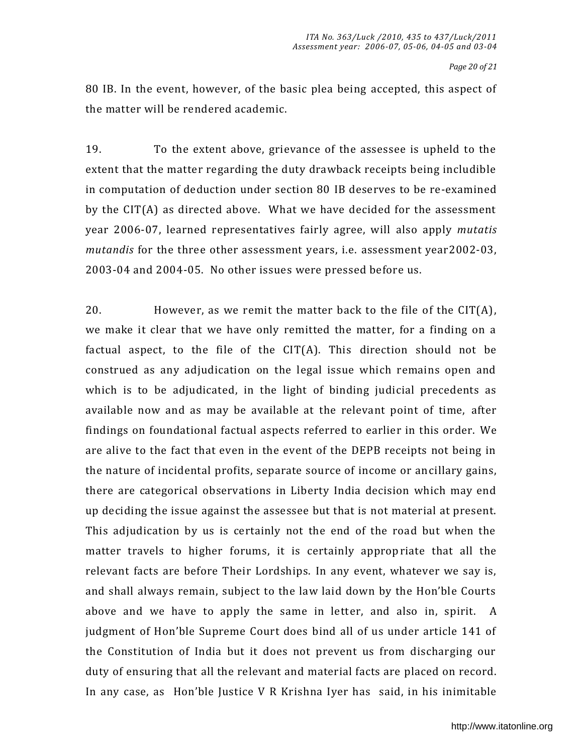80 IB. In the event, however, of the basic plea being accepted, this aspect of the matter will be rendered academic.

19. To the extent above, grievance of the assessee is upheld to the extent that the matter regarding the duty drawback receipts being includible in computation of deduction under section 80 IB deserves to be re-examined by the CIT(A) as directed above. What we have decided for the assessment year 2006-07, learned representatives fairly agree, will also apply *mutatis mutandis* for the three other assessment years, i.e. assessment year2002-03, 2003-04 and 2004-05. No other issues were pressed before us.

20. However, as we remit the matter back to the file of the CIT(A), we make it clear that we have only remitted the matter, for a finding on a factual aspect, to the file of the CIT(A). This direction should not be construed as any adjudication on the legal issue which remains open and which is to be adjudicated, in the light of binding judicial precedents as available now and as may be available at the relevant point of time, after findings on foundational factual aspects referred to earlier in this order. We are alive to the fact that even in the event of the DEPB receipts not being in the nature of incidental profits, separate source of income or ancillary gains, there are categorical observations in Liberty India decision which may end up deciding the issue against the assessee but that is not material at present. This adjudication by us is certainly not the end of the road but when the matter travels to higher forums, it is certainly appropriate that all the relevant facts are before Their Lordships. In any event, whatever we say is, and shall always remain, subject to the law laid down by the Hon'ble Courts above and we have to apply the same in letter, and also in, spirit. A judgment of Hon'ble Supreme Court does bind all of us under article 141 of the Constitution of India but it does not prevent us from discharging our duty of ensuring that all the relevant and material facts are placed on record. In any case, as Hon'ble Justice V R Krishna Iyer has said, in his inimitable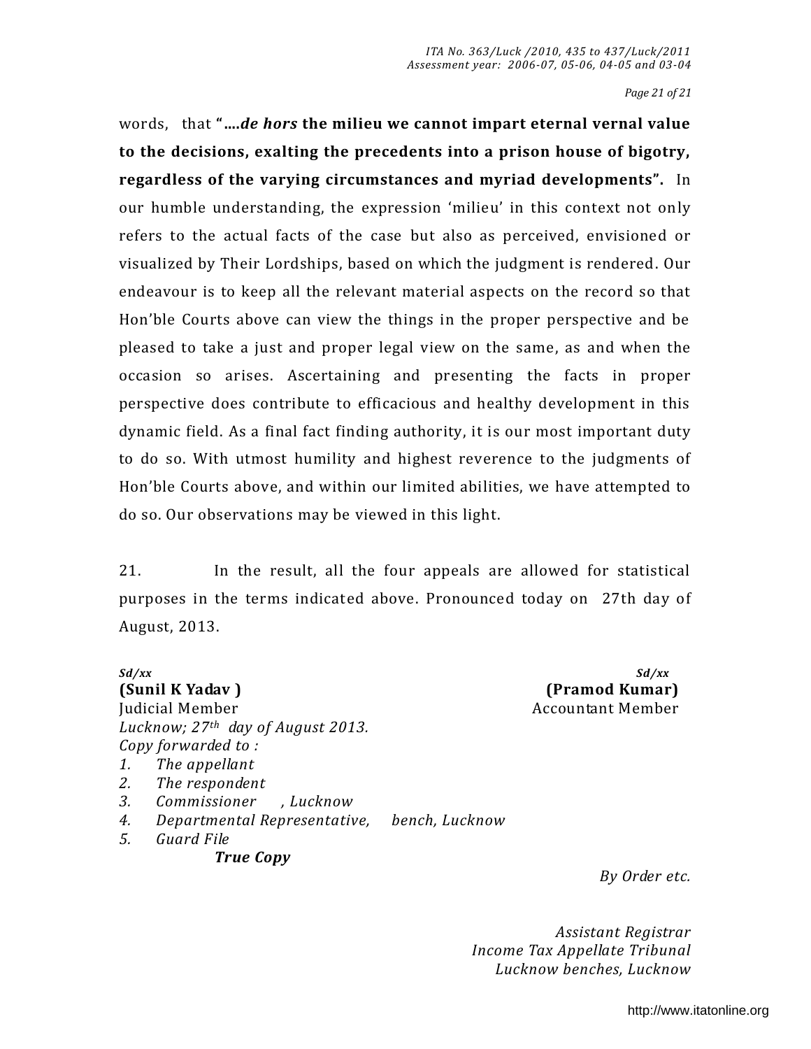words, that **"....*de hors* the milieu we cannot impart eternal vernal value to the decisions, exalting the precedents into a prison house of bigotry, regardless of the varying circumstances and myriad developments".** In our humble understanding, the expression 'milieu' in this context not only refers to the actual facts of the case but also as perceived, envisioned or visualized by Their Lordships, based on which the judgment is rendered. Our endeavour is to keep all the relevant material aspects on the record so that Hon'ble Courts above can view the things in the proper perspective and be pleased to take a just and proper legal view on the same, as and when the occasion so arises. Ascertaining and presenting the facts in proper perspective does contribute to efficacious and healthy development in this dynamic field. As a final fact finding authority, it is our most important duty to do so. With utmost humility and highest reverence to the judgments of Hon'ble Courts above, and within our limited abilities, we have attempted to do so. Our observations may be viewed in this light.

21. In the result, all the four appeals are allowed for statistical purposes in the terms indicated above. Pronounced today on 27th day of August, 2013.

*Sd/xx*
**(Sunil K Yadav )**
Judicial Member

*Sd/xx*
**(Pramod Kumar)**
Accountant Member

*Lucknow; 27th day of August 2013.*

*Copy forwarded to :*

1. *The appellant*
2. *The respondent*
3. *Commissioner , Lucknow*
4. *Departmental Representative, bench, Lucknow*
5. *Guard File*

***True Copy***

*By Order etc.*

*Assistant Registrar*
*Income Tax Appellate Tribunal*
*Lucknow benches, Lucknow*